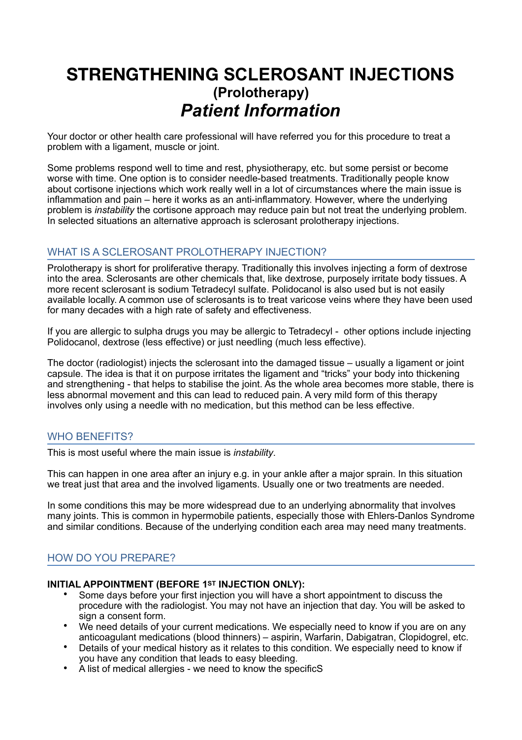# STRENGTHENING SCLEROSANT INJECTIONS
## (Prolotherapy)
## *Patient Information*

Your doctor or other health care professional will have referred you for this procedure to treat a problem with a ligament, muscle or joint.

Some problems respond well to time and rest, physiotherapy, etc. but some persist or become worse with time. One option is to consider needle-based treatments. Traditionally people know about cortisone injections which work really well in a lot of circumstances where the main issue is inflammation and pain – here it works as an anti-inflammatory. However, where the underlying problem is *instability* the cortisone approach may reduce pain but not treat the underlying problem. In selected situations an alternative approach is sclerosant prolotherapy injections.

## WHAT IS A SCLEROSANT PROLOTHERAPY INJECTION?

Prolotherapy is short for proliferative therapy. Traditionally this involves injecting a form of dextrose into the area. Sclerosants are other chemicals that, like dextrose, purposely irritate body tissues. A more recent sclerosant is sodium Tetradecyl sulfate. Polidocanol is also used but is not easily available locally. A common use of sclerosants is to treat varicose veins where they have been used for many decades with a high rate of safety and effectiveness.

If you are allergic to sulpha drugs you may be allergic to Tetradecyl - other options include injecting Polidocanol, dextrose (less effective) or just needling (much less effective).

The doctor (radiologist) injects the sclerosant into the damaged tissue – usually a ligament or joint capsule. The idea is that it on purpose irritates the ligament and "tricks" your body into thickening and strengthening - that helps to stabilise the joint. As the whole area becomes more stable, there is less abnormal movement and this can lead to reduced pain. A very mild form of this therapy involves only using a needle with no medication, but this method can be less effective.

## WHO BENEFITS?

This is most useful where the main issue is *instability*.

This can happen in one area after an injury e.g. in your ankle after a major sprain. In this situation we treat just that area and the involved ligaments. Usually one or two treatments are needed.

In some conditions this may be more widespread due to an underlying abnormality that involves many joints. This is common in hypermobile patients, especially those with Ehlers-Danlos Syndrome and similar conditions. Because of the underlying condition each area may need many treatments.

## HOW DO YOU PREPARE?

**INITIAL APPOINTMENT (BEFORE 1ST INJECTION ONLY):**

- Some days before your first injection you will have a short appointment to discuss the procedure with the radiologist. You may not have an injection that day. You will be asked to sign a consent form.
- We need details of your current medications. We especially need to know if you are on any anticoagulant medications (blood thinners) – aspirin, Warfarin, Dabigatran, Clopidogrel, etc.
- Details of your medical history as it relates to this condition. We especially need to know if you have any condition that leads to easy bleeding.
- A list of medical allergies - we need to know the specificS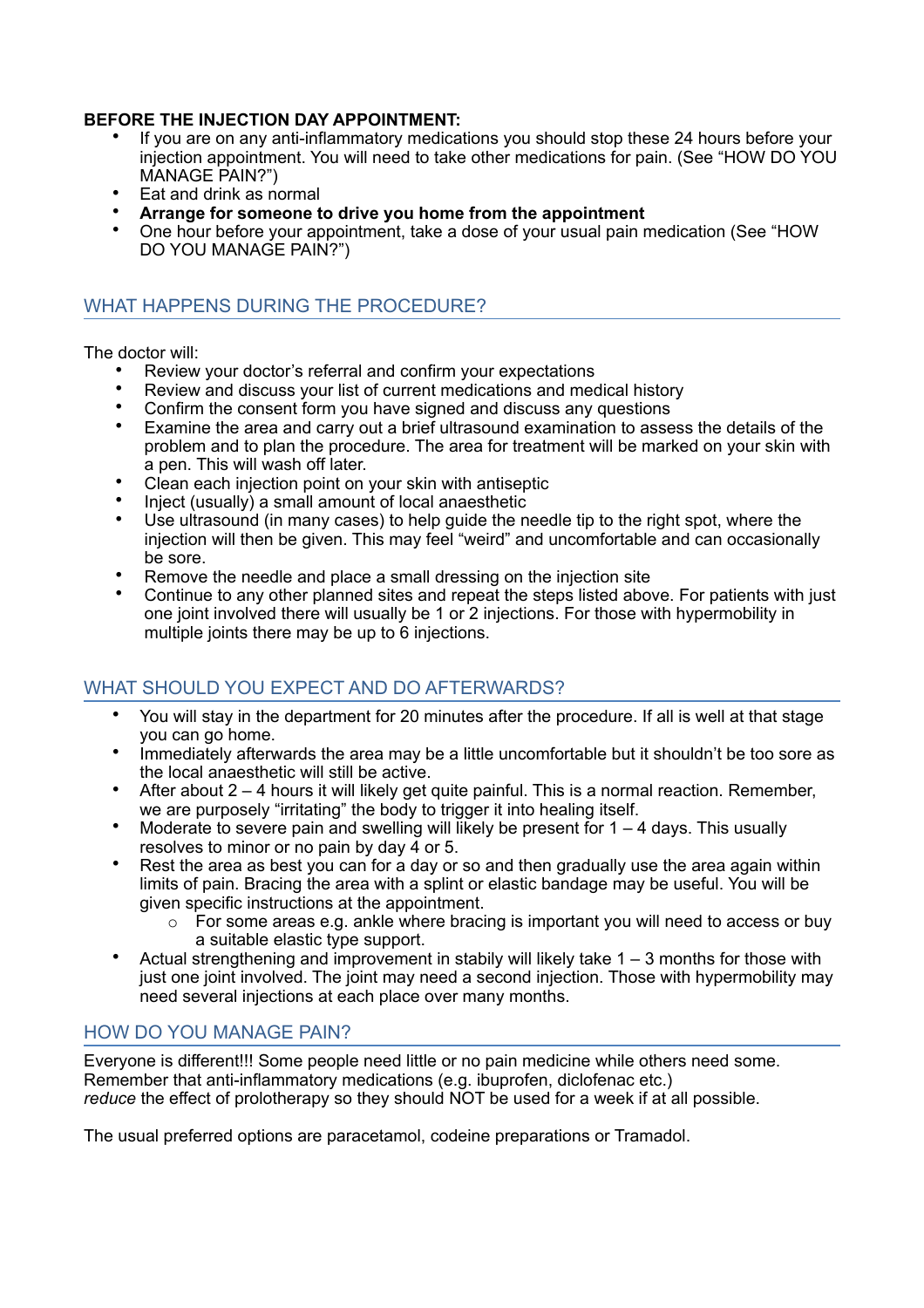**BEFORE THE INJECTION DAY APPOINTMENT:**

- If you are on any anti-inflammatory medications you should stop these 24 hours before your injection appointment. You will need to take other medications for pain. (See "HOW DO YOU MANAGE PAIN?")
- Eat and drink as normal
- **Arrange for someone to drive you home from the appointment**
- One hour before your appointment, take a dose of your usual pain medication (See "HOW DO YOU MANAGE PAIN?")

## WHAT HAPPENS DURING THE PROCEDURE?

The doctor will:

- Review your doctor's referral and confirm your expectations
- Review and discuss your list of current medications and medical history
- Confirm the consent form you have signed and discuss any questions
- Examine the area and carry out a brief ultrasound examination to assess the details of the problem and to plan the procedure. The area for treatment will be marked on your skin with a pen. This will wash off later.
- Clean each injection point on your skin with antiseptic
- Inject (usually) a small amount of local anaesthetic
- Use ultrasound (in many cases) to help guide the needle tip to the right spot, where the injection will then be given. This may feel "weird" and uncomfortable and can occasionally be sore.
- Remove the needle and place a small dressing on the injection site
- Continue to any other planned sites and repeat the steps listed above. For patients with just one joint involved there will usually be 1 or 2 injections. For those with hypermobility in multiple joints there may be up to 6 injections.

## WHAT SHOULD YOU EXPECT AND DO AFTERWARDS?

- You will stay in the department for 20 minutes after the procedure. If all is well at that stage you can go home.
- Immediately afterwards the area may be a little uncomfortable but it shouldn't be too sore as the local anaesthetic will still be active.
- After about 2 – 4 hours it will likely get quite painful. This is a normal reaction. Remember, we are purposely "irritating" the body to trigger it into healing itself.
- Moderate to severe pain and swelling will likely be present for 1 – 4 days. This usually resolves to minor or no pain by day 4 or 5.
- Rest the area as best you can for a day or so and then gradually use the area again within limits of pain. Bracing the area with a splint or elastic bandage may be useful. You will be given specific instructions at the appointment.
    - For some areas e.g. ankle where bracing is important you will need to access or buy a suitable elastic type support.
- Actual strengthening and improvement in stabily will likely take 1 – 3 months for those with just one joint involved. The joint may need a second injection. Those with hypermobility may need several injections at each place over many months.

## HOW DO YOU MANAGE PAIN?

Everyone is different!!! Some people need little or no pain medicine while others need some. Remember that anti-inflammatory medications (e.g. ibuprofen, diclofenac etc.) *reduce* the effect of prolotherapy so they should NOT be used for a week if at all possible.

The usual preferred options are paracetamol, codeine preparations or Tramadol.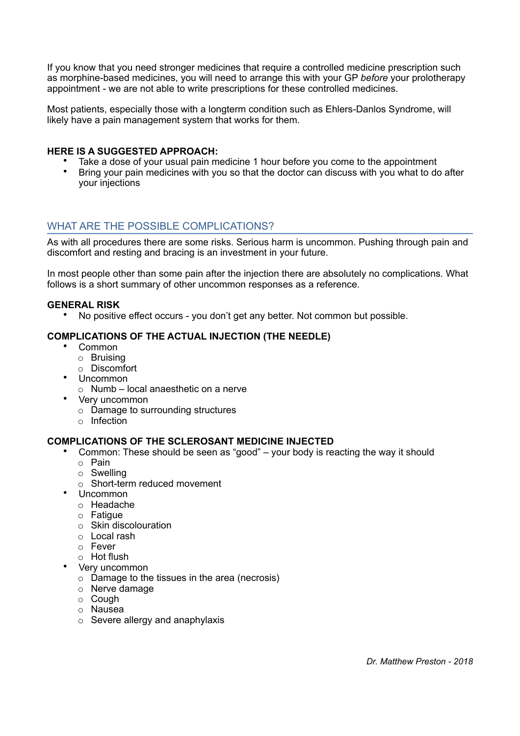If you know that you need stronger medicines that require a controlled medicine prescription such as morphine-based medicines, you will need to arrange this with your GP *before* your prolotherapy appointment - we are not able to write prescriptions for these controlled medicines.

Most patients, especially those with a longterm condition such as Ehlers-Danlos Syndrome, will likely have a pain management system that works for them.

**HERE IS A SUGGESTED APPROACH:**

- Take a dose of your usual pain medicine 1 hour before you come to the appointment
- Bring your pain medicines with you so that the doctor can discuss with you what to do after your injections

## WHAT ARE THE POSSIBLE COMPLICATIONS?

As with all procedures there are some risks. Serious harm is uncommon. Pushing through pain and discomfort and resting and bracing is an investment in your future.

In most people other than some pain after the injection there are absolutely no complications. What follows is a short summary of other uncommon responses as a reference.

**GENERAL RISK**

- No positive effect occurs - you don't get any better. Not common but possible.

**COMPLICATIONS OF THE ACTUAL INJECTION (THE NEEDLE)**

- Common
  - Bruising
  - Discomfort
- Uncommon
  - Numb – local anaesthetic on a nerve
- Very uncommon
  - Damage to surrounding structures
  - Infection

**COMPLICATIONS OF THE SCLEROSANT MEDICINE INJECTED**

- Common: These should be seen as "good" – your body is reacting the way it should
  - Pain
  - Swelling
  - Short-term reduced movement
- Uncommon
  - Headache
  - Fatigue
  - Skin discolouration
  - Local rash
  - Fever
  - Hot flush
- Very uncommon
  - Damage to the tissues in the area (necrosis)
  - Nerve damage
  - Cough
  - Nausea
  - Severe allergy and anaphylaxis

*Dr. Matthew Preston - 2018*